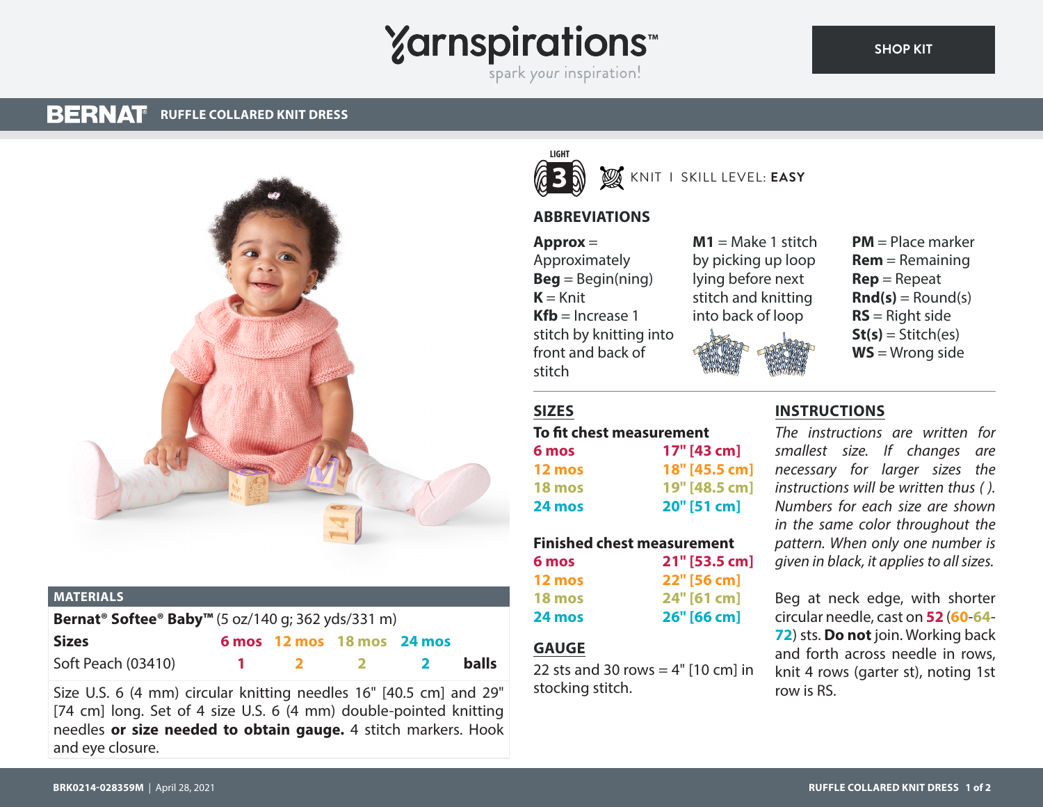# Yarnspirations™

spark *your* inspiration!

SHOP KIT

## BERNAT® RUFFLE COLLARED KNIT DRESS

LIGHT 3

KNIT | SKILL LEVEL: **EASY**

## ABBREVIATIONS

**Approx** = Approximately
**Beg** = Begin(ning)
**K** = Knit
**Kfb** = Increase 1 stitch by knitting into front and back of stitch
**M1** = Make 1 stitch by picking up loop lying before next stitch and knitting into back of loop
**PM** = Place marker
**Rem** = Remaining
**Rep** = Repeat
**Rnd(s)** = Round(s)
**RS** = Right side
**St(s)** = Stitch(es)
**WS** = Wrong side

## MATERIALS

**Bernat® Softee® Baby™** (5 oz/140 g; 362 yds/331 m)

| **Sizes** | 6 mos | 12 mos | 18 mos | 24 mos | |
|---|---|---|---|---|---|
| Soft Peach (03410) | 1 | 2 | 2 | 2 | **balls** |

Size U.S. 6 (4 mm) circular knitting needles 16" [40.5 cm] and 29" [74 cm] long. Set of 4 size U.S. 6 (4 mm) double-pointed knitting needles **or size needed to obtain gauge.** 4 stitch markers. Hook and eye closure.

## SIZES

**To fit chest measurement**

| | |
|---|---|
| 6 mos | 17" [43 cm] |
| 12 mos | 18" [45.5 cm] |
| 18 mos | 19" [48.5 cm] |
| 24 mos | 20" [51 cm] |

**Finished chest measurement**

| | |
|---|---|
| 6 mos | 21" [53.5 cm] |
| 12 mos | 22" [56 cm] |
| 18 mos | 24" [61 cm] |
| 24 mos | 26" [66 cm] |

## GAUGE

22 sts and 30 rows = 4" [10 cm] in stocking stitch.

## INSTRUCTIONS

*The instructions are written for smallest size. If changes are necessary for larger sizes the instructions will be written thus ( ). Numbers for each size are shown in the same color throughout the pattern. When only one number is given in black, it applies to all sizes.*

Beg at neck edge, with shorter circular needle, cast on 52 (60-64-72) sts. **Do not** join. Working back and forth across needle in rows, knit 4 rows (garter st), noting 1st row is RS.

BRK0214-028359M | April 28, 2021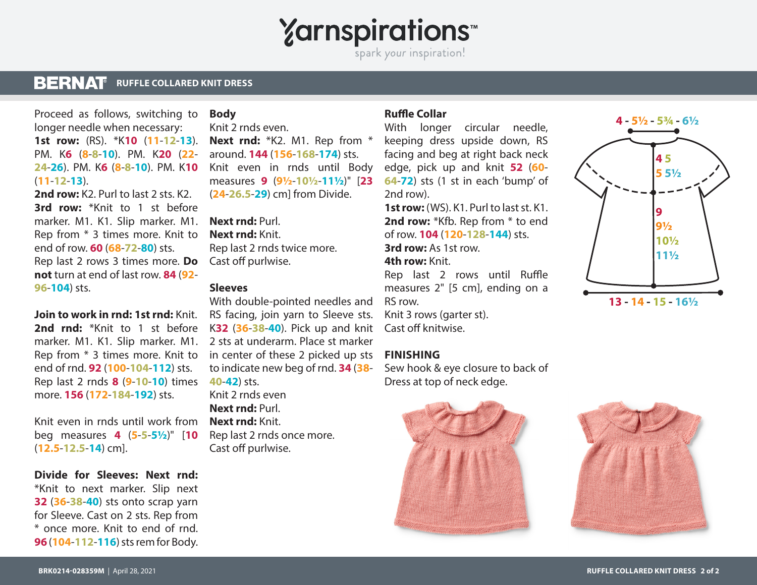Proceed as follows, switching to longer needle when necessary:

**1st row:** (RS). *K**10** (**11**-**12**-**13**). PM. K**6** (**8**-**8**-**10**). PM. K**20** (**22**-**24**-**26**). PM. K**6** (**8**-**8**-**10**). PM. K**10** (**11**-**12**-**13**).

**2nd row:** K2. Purl to last 2 sts. K2.

**3rd row:** *Knit to 1 st before marker. M1. K1. Slip marker. M1. Rep from * 3 times more. Knit to end of row. **60** (**68**-**72**-**80**) sts.

Rep last 2 rows 3 times more. **Do not** turn at end of last row. **84** (**92**-**96**-**104**) sts.

**Join to work in rnd: 1st rnd:** Knit.

**2nd rnd:** *Knit to 1 st before marker. M1. K1. Slip marker. M1. Rep from * 3 times more. Knit to end of rnd. **92** (**100**-**104**-**112**) sts.

Rep last 2 rnds **8** (**9**-**10**-**10**) times more. **156** (**172**-**184**-**192**) sts.

Knit even in rnds until work from beg measures **4** (**5**-**5**-**5½**)" [**10** (**12.5**-**12.5**-**14**) cm].

**Divide for Sleeves: Next rnd:** *Knit to next marker. Slip next **32** (**36**-**38**-**40**) sts onto scrap yarn for Sleeve. Cast on 2 sts. Rep from * once more. Knit to end of rnd. **96** (**104**-**112**-**116**) sts rem for Body.

**Body**

Knit 2 rnds even.

**Next rnd:** *K2. M1. Rep from * around. **144** (**156**-**168**-**174**) sts.

Knit even in rnds until Body measures **9** (**9½**-**10½**-**11½**)" [**23** (**24**-**26.5**-**29**) cm] from Divide.

**Next rnd:** Purl.

**Next rnd:** Knit.

Rep last 2 rnds twice more.

Cast off purlwise.

**Sleeves**

With double-pointed needles and RS facing, join yarn to Sleeve sts. K**32** (**36**-**38**-**40**). Pick up and knit 2 sts at underarm. Place st marker in center of these 2 picked up sts to indicate new beg of rnd. **34** (**38**-**40**-**42**) sts.

Knit 2 rnds even

**Next rnd:** Purl.

**Next rnd:** Knit.

Rep last 2 rnds once more.

Cast off purlwise.

**Ruffle Collar**

With longer circular needle, keeping dress upside down, RS facing and beg at right back neck edge, pick up and knit **52** (**60**-**64**-**72**) sts (1 st in each 'bump' of 2nd row).

**1st row:** (WS). K1. Purl to last st. K1.

**2nd row:** *Kfb. Rep from * to end of row. **104** (**120**-**128**-**144**) sts.

**3rd row:** As 1st row.

**4th row:** Knit.

Rep last 2 rows until Ruffle measures 2" [5 cm], ending on a RS row.

Knit 3 rows (garter st).

Cast off knitwise.

**FINISHING**

Sew hook & eye closure to back of Dress at top of neck edge.

4 - 5½ - 5¾ - 6½

4 5
5 5½

9
9½
10½
11½

13 - 14 - 15 - 16½

BRK0214-028359M | April 28, 2021